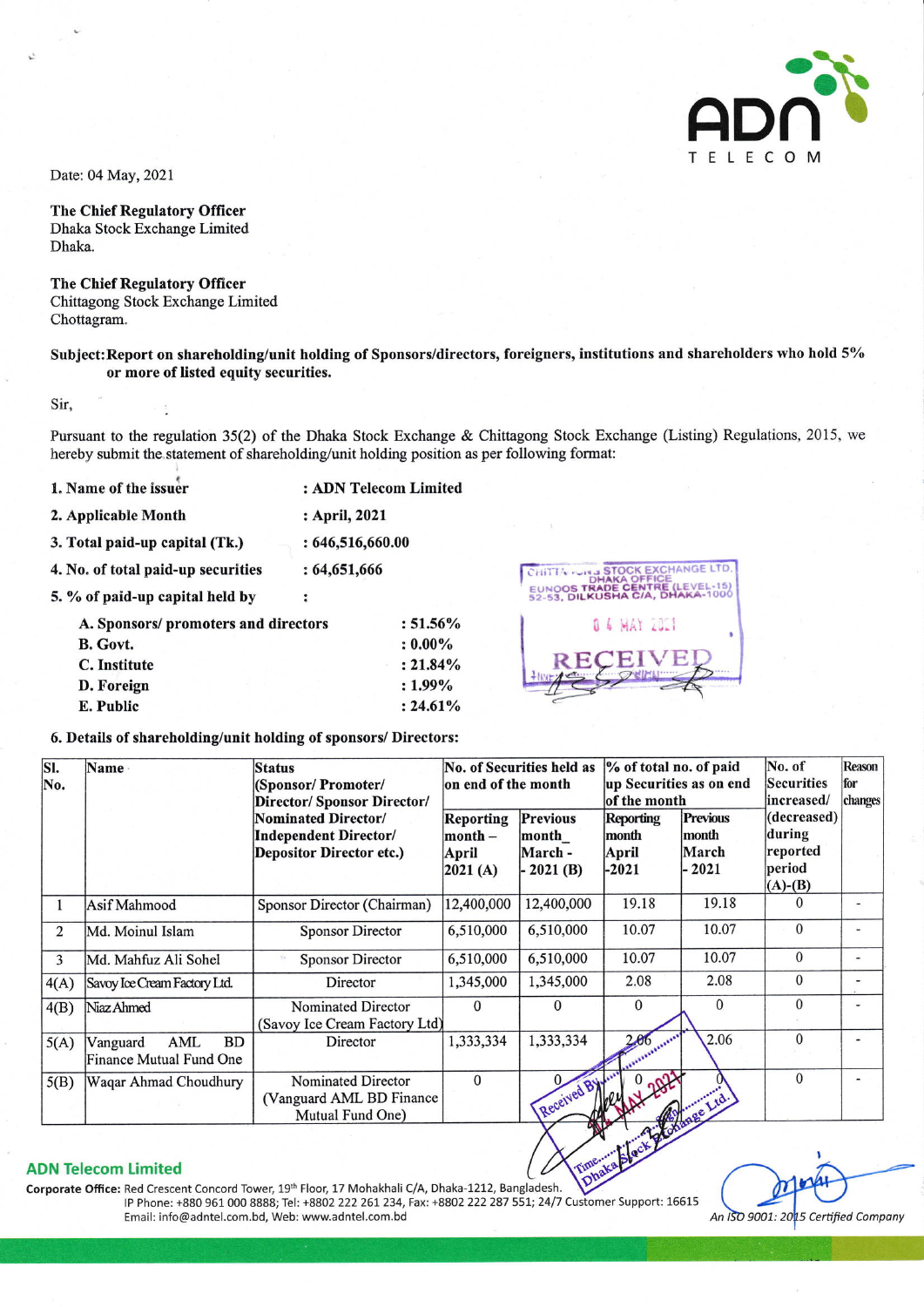Date: 04 May, 2021

**The Chief Regulatory Officer**
Dhaka Stock Exchange Limited
Dhaka.

**The Chief Regulatory Officer**
Chittagong Stock Exchange Limited
Chottagram.

**Subject: Report on shareholding/unit holding of Sponsors/directors, foreigners, institutions and shareholders who hold 5% or more of listed equity securities.**

Sir,

Pursuant to the regulation 35(2) of the Dhaka Stock Exchange & Chittagong Stock Exchange (Listing) Regulations, 2015, we hereby submit the statement of shareholding/unit holding position as per following format:

**1. Name of the issuer** : **ADN Telecom Limited**

**2. Applicable Month** : **April, 2021**

**3. Total paid-up capital (Tk.)** : **646,516,660.00**

**4. No. of total paid-up securities** : **64,651,666**

**5. % of paid-up capital held by** :

- **A. Sponsors/ promoters and directors** : **51.56%**
- **B. Govt.** : **0.00%**
- **C. Institute** : **21.84%**
- **D. Foreign** : **1.99%**
- **E. Public** : **24.61%**

**6. Details of shareholding/unit holding of sponsors/ Directors:**

| Sl. No. | Name | Status (Sponsor/ Promoter/ Director/ Sponsor Director/ Nominated Director/ Independent Director/ Depositor Director etc.) | No. of Securities held as on end of the month | | % of total no. of paid up Securities as on end of the month | | No. of Securities increased/ (decreased) during reported period (A)-(B) | Reason for changes |
|---|---|---|---|---|---|---|---|---|
| | | | Reporting month – April 2021 (A) | Previous month_ March - 2021 (B) | Reporting month April -2021 | Previous month March - 2021 | | |
| 1 | Asif Mahmood | Sponsor Director (Chairman) | 12,400,000 | 12,400,000 | 19.18 | 19.18 | 0 | - |
| 2 | Md. Moinul Islam | Sponsor Director | 6,510,000 | 6,510,000 | 10.07 | 10.07 | 0 | - |
| 3 | Md. Mahfuz Ali Sohel | Sponsor Director | 6,510,000 | 6,510,000 | 10.07 | 10.07 | 0 | - |
| 4(A) | Savoy Ice Cream Factory Ltd. | Director | 1,345,000 | 1,345,000 | 2.08 | 2.08 | 0 | - |
| 4(B) | Niaz Ahmed | Nominated Director (Savoy Ice Cream Factory Ltd) | 0 | 0 | 0 | 0 | 0 | - |
| 5(A) | Vanguard AML BD Finance Mutual Fund One | Director | 1,333,334 | 1,333,334 | 2.06 | 2.06 | 0 | - |
| 5(B) | Waqar Ahmad Choudhury | Nominated Director (Vanguard AML BD Finance Mutual Fund One) | 0 | 0 | 0 | 0 | 0 | - |

**ADN Telecom Limited**
**Corporate Office:** Red Crescent Concord Tower, 19th Floor, 17 Mohakhali C/A, Dhaka-1212, Bangladesh.
IP Phone: +880 961 000 8888; Tel: +8802 222 261 234, Fax: +8802 222 287 551; 24/7 Customer Support: 16615
Email: info@adntel.com.bd, Web: www.adntel.com.bd

*An ISO 9001: 2015 Certified Company*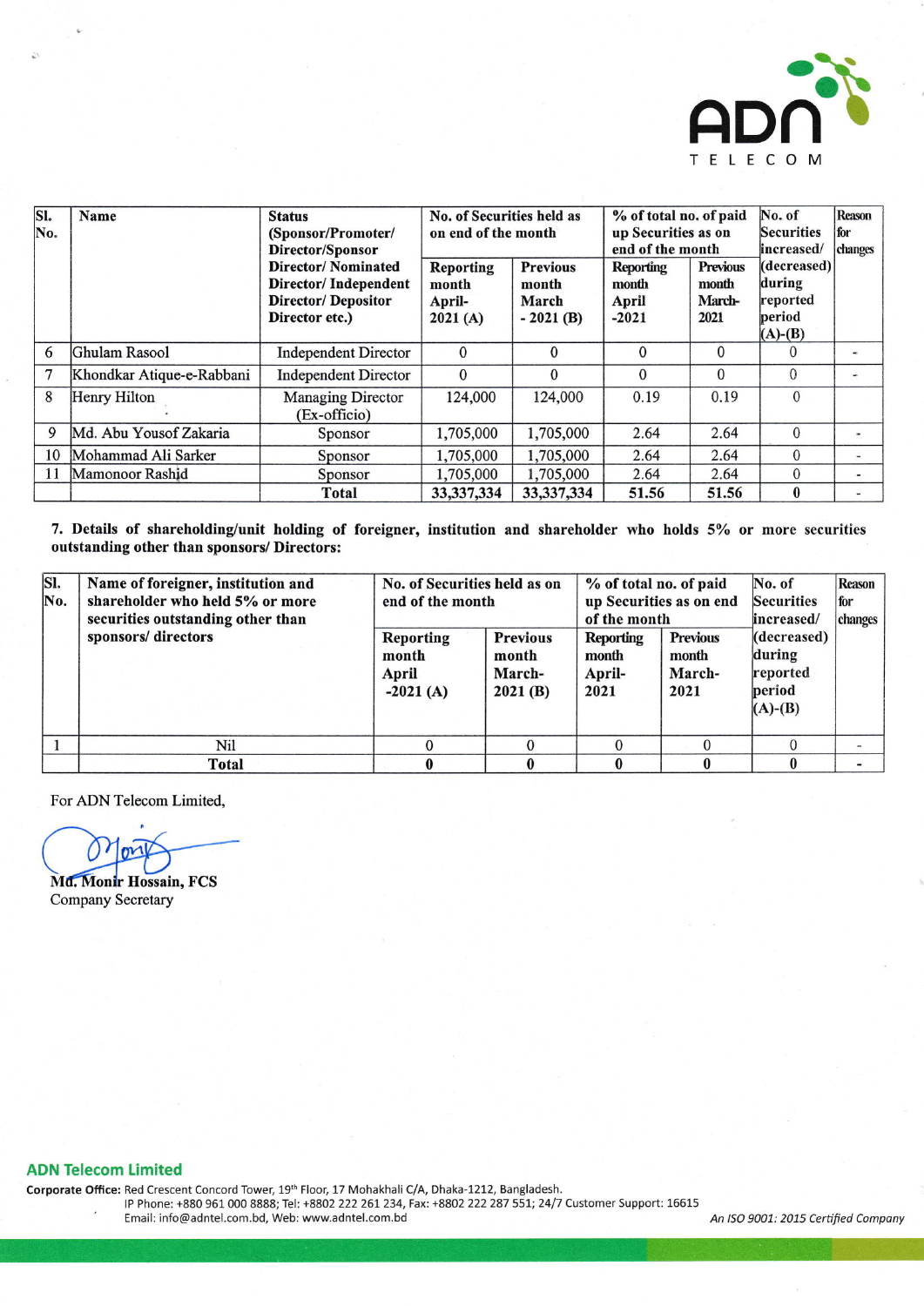| Sl. No. | Name | Status (Sponsor/Promoter/ Director/Sponsor Director/ Nominated Director/ Independent Director/ Depositor Director etc.) | No. of Securities held as on end of the month | | % of total no. of paid up Securities as on end of the month | | No. of Securities increased/ (decreased) during reported period (A)-(B) | Reason for changes |
|---|---|---|---|---|---|---|---|---|
| | | | Reporting month April-2021 (A) | Previous month March - 2021 (B) | Reporting month April -2021 | Previous month March-2021 | | |
| 6 | Ghulam Rasool | Independent Director | 0 | 0 | 0 | 0 | 0 | - |
| 7 | Khondkar Atique-e-Rabbani | Independent Director | 0 | 0 | 0 | 0 | 0 | - |
| 8 | Henry Hilton | Managing Director (Ex-officio) | 124,000 | 124,000 | 0.19 | 0.19 | 0 | |
| 9 | Md. Abu Yousof Zakaria | Sponsor | 1,705,000 | 1,705,000 | 2.64 | 2.64 | 0 | - |
| 10 | Mohammad Ali Sarker | Sponsor | 1,705,000 | 1,705,000 | 2.64 | 2.64 | 0 | - |
| 11 | Mamonoor Rashid | Sponsor | 1,705,000 | 1,705,000 | 2.64 | 2.64 | 0 | - |
| | | **Total** | **33,337,334** | **33,337,334** | **51.56** | **51.56** | **0** | - |

**7. Details of shareholding/unit holding of foreigner, institution and shareholder who holds 5% or more securities outstanding other than sponsors/ Directors:**

| Sl. No. | Name of foreigner, institution and shareholder who held 5% or more securities outstanding other than sponsors/ directors | No. of Securities held as on end of the month | | % of total no. of paid up Securities as on end of the month | | No. of Securities increased/ (decreased) during reported period (A)-(B) | Reason for changes |
|---|---|---|---|---|---|---|---|
| | | Reporting month April -2021 (A) | Previous month March-2021 (B) | Reporting month April-2021 | Previous month March-2021 | | |
| 1 | Nil | 0 | 0 | 0 | 0 | 0 | - |
| | **Total** | **0** | **0** | **0** | **0** | **0** | - |

For ADN Telecom Limited,

Md. Monir Hossain, FCS
Company Secretary

**ADN Telecom Limited**

**Corporate Office:** Red Crescent Concord Tower, 19th Floor, 17 Mohakhali C/A, Dhaka-1212, Bangladesh.
IP Phone: +880 961 000 8888; Tel: +8802 222 261 234, Fax: +8802 222 287 551; 24/7 Customer Support: 16615
Email: info@adntel.com.bd, Web: www.adntel.com.bd

*An ISO 9001: 2015 Certified Company*